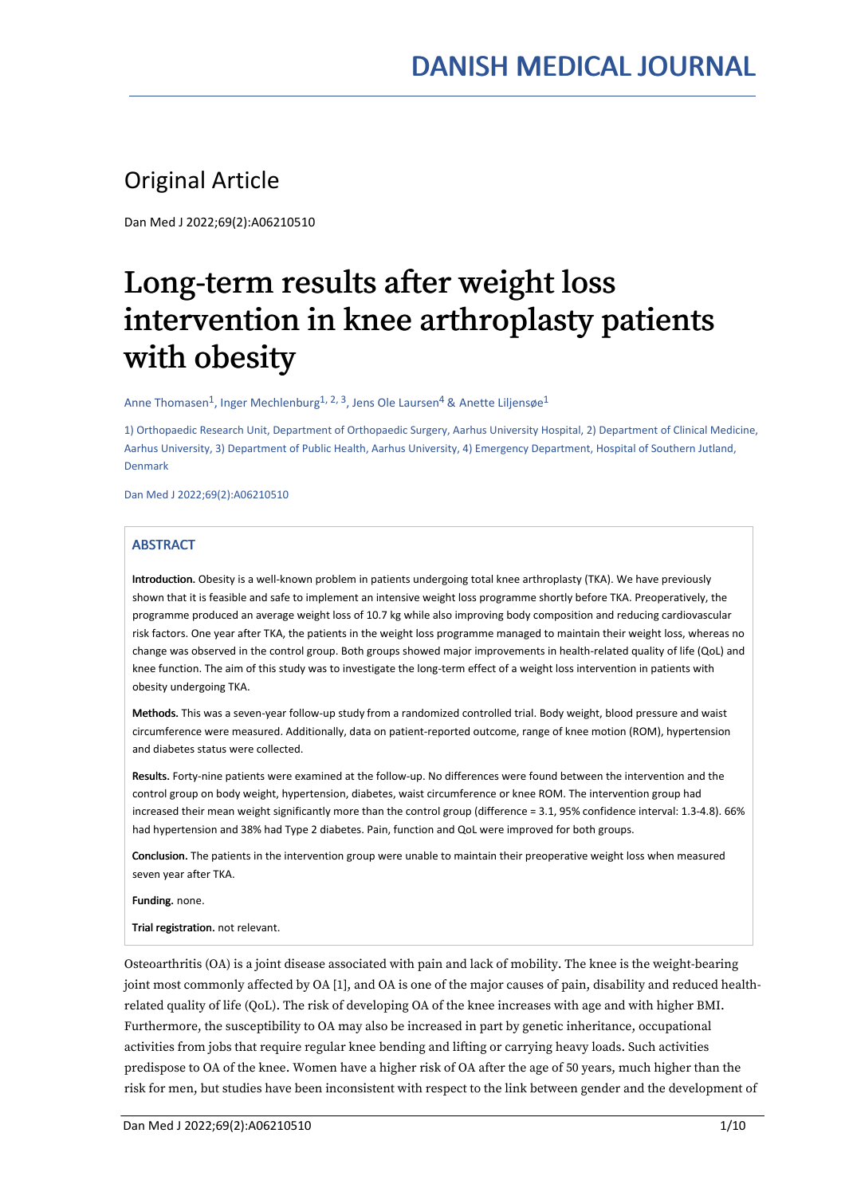# DANISH MEDICAL JOURNAL

## Original Article

Dan Med J 2022;69(2):A06210510

# Long-term results after weight loss intervention in knee arthroplasty patients with obesity

Anne Thomasen[1], Inger Mechlenburg[1, 2, 3], Jens Ole Laursen[4] & Anette Liljensøe[1]

1) Orthopaedic Research Unit, Department of Orthopaedic Surgery, Aarhus University Hospital, 2) Department of Clinical Medicine, Aarhus University, 3) Department of Public Health, Aarhus University, 4) Emergency Department, Hospital of Southern Jutland, Denmark

Dan Med J 2022;69(2):A06210510

### ABSTRACT

**Introduction.** Obesity is a well-known problem in patients undergoing total knee arthroplasty (TKA). We have previously shown that it is feasible and safe to implement an intensive weight loss programme shortly before TKA. Preoperatively, the programme produced an average weight loss of 10.7 kg while also improving body composition and reducing cardiovascular risk factors. One year after TKA, the patients in the weight loss programme managed to maintain their weight loss, whereas no change was observed in the control group. Both groups showed major improvements in health-related quality of life (QoL) and knee function. The aim of this study was to investigate the long-term effect of a weight loss intervention in patients with obesity undergoing TKA.

**Methods.** This was a seven-year follow-up study from a randomized controlled trial. Body weight, blood pressure and waist circumference were measured. Additionally, data on patient-reported outcome, range of knee motion (ROM), hypertension and diabetes status were collected.

**Results.** Forty-nine patients were examined at the follow-up. No differences were found between the intervention and the control group on body weight, hypertension, diabetes, waist circumference or knee ROM. The intervention group had increased their mean weight significantly more than the control group (difference = 3.1, 95% confidence interval: 1.3-4.8). 66% had hypertension and 38% had Type 2 diabetes. Pain, function and QoL were improved for both groups.

**Conclusion.** The patients in the intervention group were unable to maintain their preoperative weight loss when measured seven year after TKA.

**Funding.** none.

**Trial registration.** not relevant.

Osteoarthritis (OA) is a joint disease associated with pain and lack of mobility. The knee is the weight-bearing joint most commonly affected by OA [1], and OA is one of the major causes of pain, disability and reduced health-related quality of life (QoL). The risk of developing OA of the knee increases with age and with higher BMI. Furthermore, the susceptibility to OA may also be increased in part by genetic inheritance, occupational activities from jobs that require regular knee bending and lifting or carrying heavy loads. Such activities predispose to OA of the knee. Women have a higher risk of OA after the age of 50 years, much higher than the risk for men, but studies have been inconsistent with respect to the link between gender and the development of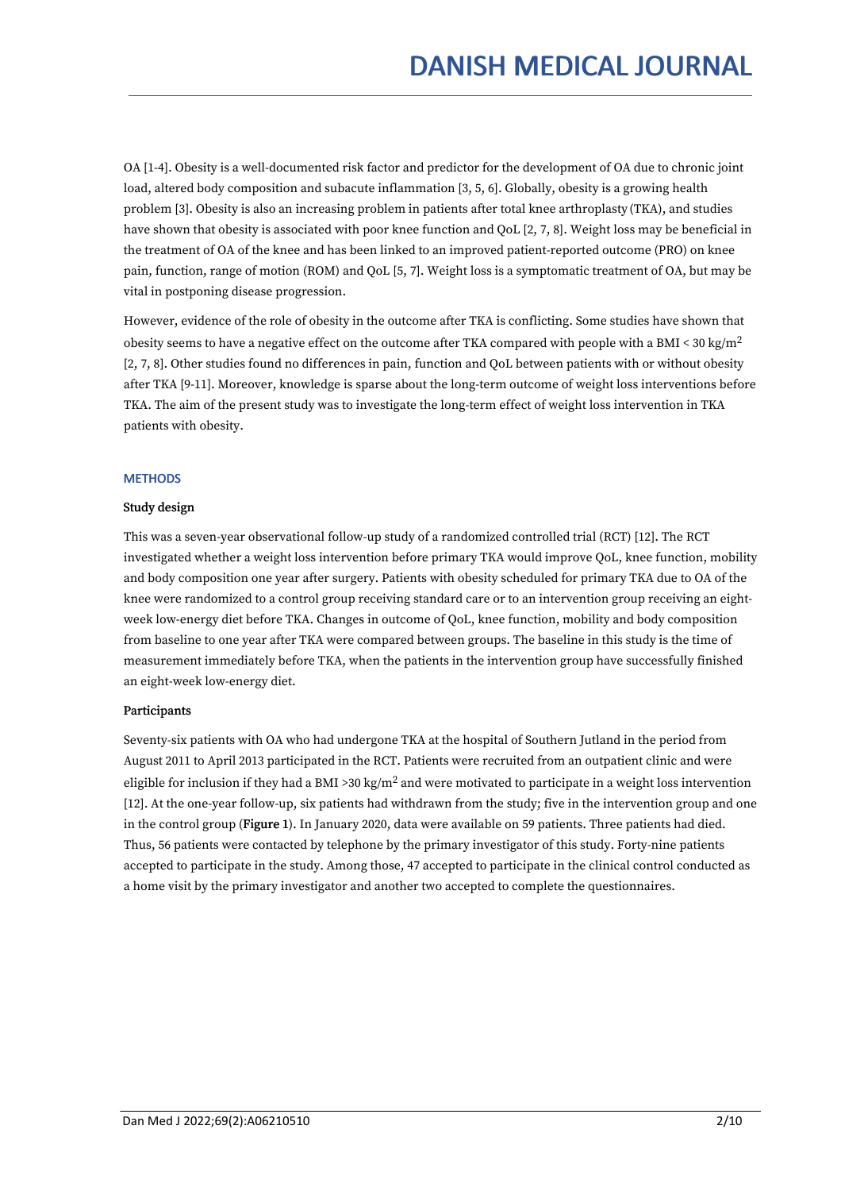OA [1-4]. Obesity is a well-documented risk factor and predictor for the development of OA due to chronic joint load, altered body composition and subacute inflammation [3, 5, 6]. Globally, obesity is a growing health problem [3]. Obesity is also an increasing problem in patients after total knee arthroplasty (TKA), and studies have shown that obesity is associated with poor knee function and QoL [2, 7, 8]. Weight loss may be beneficial in the treatment of OA of the knee and has been linked to an improved patient-reported outcome (PRO) on knee pain, function, range of motion (ROM) and QoL [5, 7]. Weight loss is a symptomatic treatment of OA, but may be vital in postponing disease progression.

However, evidence of the role of obesity in the outcome after TKA is conflicting. Some studies have shown that obesity seems to have a negative effect on the outcome after TKA compared with people with a BMI < 30 kg/m$^2$ [2, 7, 8]. Other studies found no differences in pain, function and QoL between patients with or without obesity after TKA [9-11]. Moreover, knowledge is sparse about the long-term outcome of weight loss interventions before TKA. The aim of the present study was to investigate the long-term effect of weight loss intervention in TKA patients with obesity.

## METHODS

### Study design

This was a seven-year observational follow-up study of a randomized controlled trial (RCT) [12]. The RCT investigated whether a weight loss intervention before primary TKA would improve QoL, knee function, mobility and body composition one year after surgery. Patients with obesity scheduled for primary TKA due to OA of the knee were randomized to a control group receiving standard care or to an intervention group receiving an eight-week low-energy diet before TKA. Changes in outcome of QoL, knee function, mobility and body composition from baseline to one year after TKA were compared between groups. The baseline in this study is the time of measurement immediately before TKA, when the patients in the intervention group have successfully finished an eight-week low-energy diet.

### Participants

Seventy-six patients with OA who had undergone TKA at the hospital of Southern Jutland in the period from August 2011 to April 2013 participated in the RCT. Patients were recruited from an outpatient clinic and were eligible for inclusion if they had a BMI >30 kg/m$^2$ and were motivated to participate in a weight loss intervention [12]. At the one-year follow-up, six patients had withdrawn from the study; five in the intervention group and one in the control group (**Figure 1**). In January 2020, data were available on 59 patients. Three patients had died. Thus, 56 patients were contacted by telephone by the primary investigator of this study. Forty-nine patients accepted to participate in the study. Among those, 47 accepted to participate in the clinical control conducted as a home visit by the primary investigator and another two accepted to complete the questionnaires.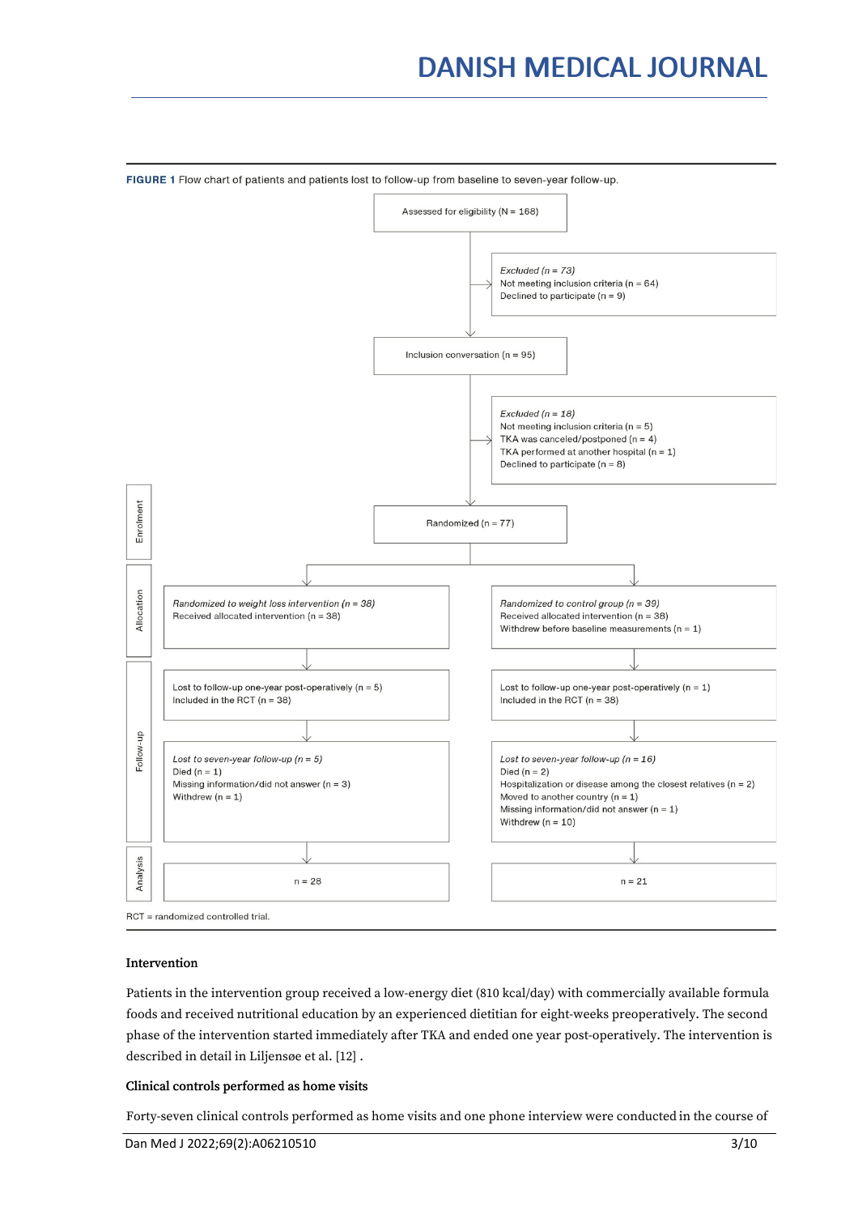**FIGURE 1** Flow chart of patients and patients lost to follow-up from baseline to seven-year follow-up.

**Enrolment**

Assessed for eligibility (N = 168)

*Excluded (n = 73)*
Not meeting inclusion criteria (n = 64)
Declined to participate (n = 9)

Inclusion conversation (n = 95)

*Excluded (n = 18)*
Not meeting inclusion criteria (n = 5)
TKA was canceled/postponed (n = 4)
TKA performed at another hospital (n = 1)
Declined to participate (n = 8)

Randomized (n = 77)

**Allocation**

| Weight loss intervention | Control group |
|---|---|
| *Randomized to weight loss intervention (n = 38)*<br>Received allocated intervention (n = 38) | *Randomized to control group (n = 39)*<br>Received allocated intervention (n = 38)<br>Withdrew before baseline measurements (n = 1) |

**Follow-up**

| Weight loss intervention | Control group |
|---|---|
| Lost to follow-up one-year post-operatively (n = 5)<br>Included in the RCT (n = 38) | Lost to follow-up one-year post-operatively (n = 1)<br>Included in the RCT (n = 38) |
| *Lost to seven-year follow-up (n = 5)*<br>Died (n = 1)<br>Missing information/did not answer (n = 3)<br>Withdrew (n = 1) | *Lost to seven-year follow-up (n = 16)*<br>Died (n = 2)<br>Hospitalization or disease among the closest relatives (n = 2)<br>Moved to another country (n = 1)<br>Missing information/did not answer (n = 1)<br>Withdrew (n = 10) |

**Analysis**

| Weight loss intervention | Control group |
|---|---|
| n = 28 | n = 21 |

RCT = randomized controlled trial.

### Intervention

Patients in the intervention group received a low-energy diet (810 kcal/day) with commercially available formula foods and received nutritional education by an experienced dietitian for eight-weeks preoperatively. The second phase of the intervention started immediately after TKA and ended one year post-operatively. The intervention is described in detail in Liljensøe et al. [12] .

### Clinical controls performed as home visits

Forty-seven clinical controls performed as home visits and one phone interview were conducted in the course of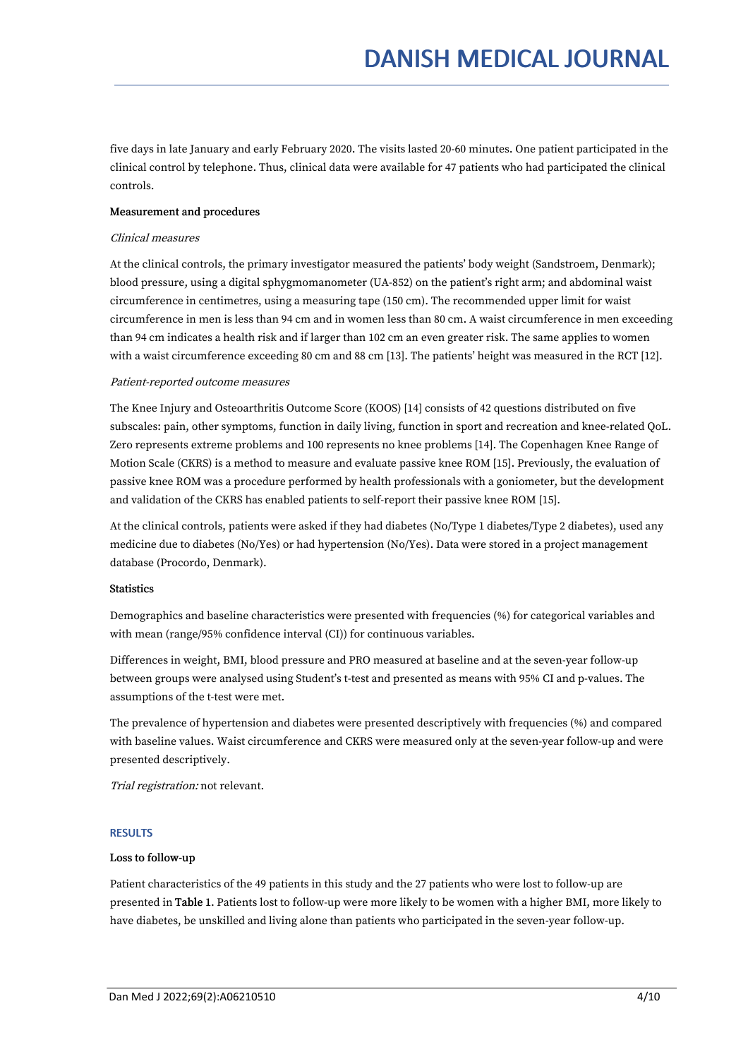five days in late January and early February 2020. The visits lasted 20-60 minutes. One patient participated in the clinical control by telephone. Thus, clinical data were available for 47 patients who had participated the clinical controls.

#### Measurement and procedures

*Clinical measures*

At the clinical controls, the primary investigator measured the patients' body weight (Sandstroem, Denmark); blood pressure, using a digital sphygmomanometer (UA-852) on the patient's right arm; and abdominal waist circumference in centimetres, using a measuring tape (150 cm). The recommended upper limit for waist circumference in men is less than 94 cm and in women less than 80 cm. A waist circumference in men exceeding than 94 cm indicates a health risk and if larger than 102 cm an even greater risk. The same applies to women with a waist circumference exceeding 80 cm and 88 cm [13]. The patients' height was measured in the RCT [12].

*Patient-reported outcome measures*

The Knee Injury and Osteoarthritis Outcome Score (KOOS) [14] consists of 42 questions distributed on five subscales: pain, other symptoms, function in daily living, function in sport and recreation and knee-related QoL. Zero represents extreme problems and 100 represents no knee problems [14]. The Copenhagen Knee Range of Motion Scale (CKRS) is a method to measure and evaluate passive knee ROM [15]. Previously, the evaluation of passive knee ROM was a procedure performed by health professionals with a goniometer, but the development and validation of the CKRS has enabled patients to self-report their passive knee ROM [15].

At the clinical controls, patients were asked if they had diabetes (No/Type 1 diabetes/Type 2 diabetes), used any medicine due to diabetes (No/Yes) or had hypertension (No/Yes). Data were stored in a project management database (Procordo, Denmark).

#### Statistics

Demographics and baseline characteristics were presented with frequencies (%) for categorical variables and with mean (range/95% confidence interval (CI)) for continuous variables.

Differences in weight, BMI, blood pressure and PRO measured at baseline and at the seven-year follow-up between groups were analysed using Student's t-test and presented as means with 95% CI and p-values. The assumptions of the t-test were met.

The prevalence of hypertension and diabetes were presented descriptively with frequencies (%) and compared with baseline values. Waist circumference and CKRS were measured only at the seven-year follow-up and were presented descriptively.

*Trial registration:* not relevant.

## RESULTS

#### Loss to follow-up

Patient characteristics of the 49 patients in this study and the 27 patients who were lost to follow-up are presented in **Table 1**. Patients lost to follow-up were more likely to be women with a higher BMI, more likely to have diabetes, be unskilled and living alone than patients who participated in the seven-year follow-up.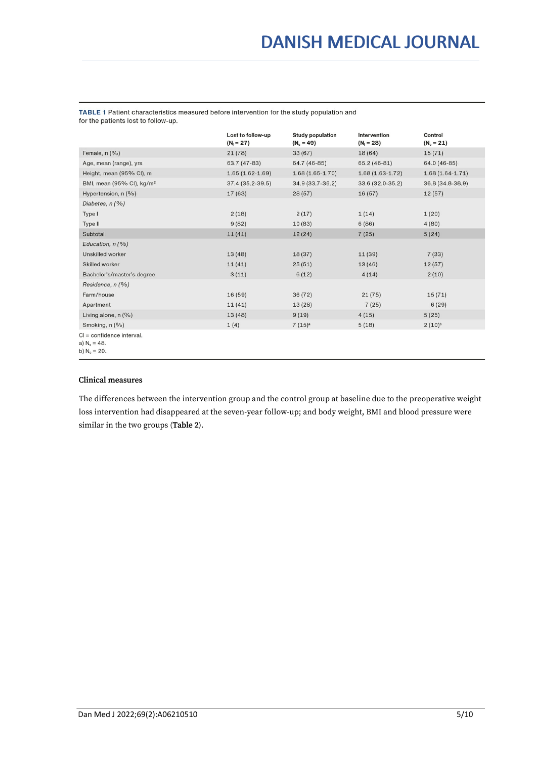**TABLE 1** Patient characteristics measured before intervention for the study population and for the patients lost to follow-up.

| | Lost to follow-up ($N_l$ = 27) | Study population ($N_s$ = 49) | Intervention ($N_i$ = 28) | Control ($N_c$ = 21) |
|---|---|---|---|---|
| Female, n (%) | 21 (78) | 33 (67) | 18 (64) | 15 (71) |
| Age, mean (range), yrs | 63.7 (47-83) | 64.7 (46-85) | 65.2 (46-81) | 64.0 (46-85) |
| Height, mean (95% CI), m | 1.65 (1.62-1.69) | 1.68 (1.65-1.70) | 1.68 (1.63-1.72) | 1.68 (1.64-1.71) |
| BMI, mean (95% CI), kg/m² | 37.4 (35.2-39.5) | 34.9 (33.7-36.2) | 33.6 (32.0-35.2) | 36.8 (34.8-38.9) |
| Hypertension, n (%) | 17 (63) | 28 (57) | 16 (57) | 12 (57) |
| *Diabetes, n (%)* | | | | |
| Type I | 2 (18) | 2 (17) | 1 (14) | 1 (20) |
| Type II | 9 (82) | 10 (83) | 6 (86) | 4 (80) |
| Subtotal | 11 (41) | 12 (24) | 7 (25) | 5 (24) |
| *Education, n (%)* | | | | |
| Unskilled worker | 13 (48) | 18 (37) | 11 (39) | 7 (33) |
| Skilled worker | 11 (41) | 25 (51) | 13 (46) | 12 (57) |
| Bachelor's/master's degree | 3 (11) | 6 (12) | 4 (14) | 2 (10) |
| *Residence, n (%)* | | | | |
| Farm/house | 16 (59) | 36 (72) | 21 (75) | 15 (71) |
| Apartment | 11 (41) | 13 (28) | 7 (25) | 6 (29) |
| Living alone, n (%) | 13 (48) | 9 (19) | 4 (15) | 5 (25) |
| Smoking, n (%) | 1 (4) | 7 (15)[a] | 5 (18) | 2 (10)[b] |

CI = confidence interval.
a) $N_s$ = 48.
b) $N_c$ = 20.

### Clinical measures

The differences between the intervention group and the control group at baseline due to the preoperative weight loss intervention had disappeared at the seven-year follow-up; and body weight, BMI and blood pressure were similar in the two groups (**Table 2**).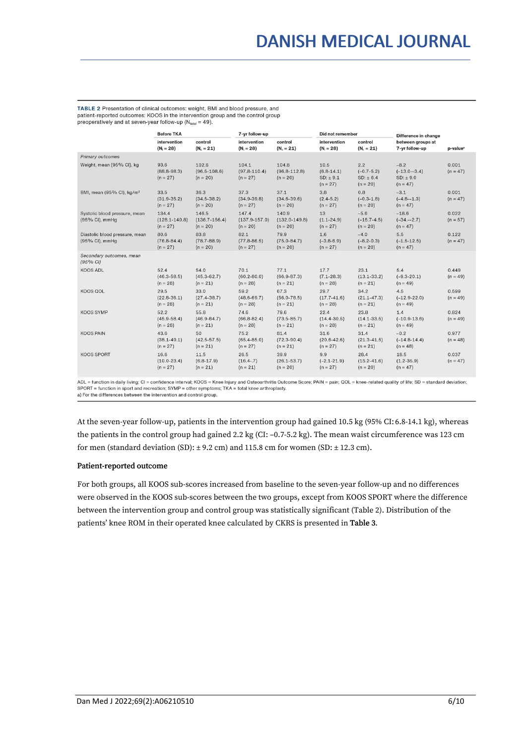**TABLE 2** Presentation of clinical outcomes: weight, BMI and blood pressure, and patient-reported outcomes: KOOS in the intervention group and the control group preoperatively and at seven-year follow-up ($N_{total}$ = 49).

| | Before TKA | | 7-yr follow-up | | Did not remember | | Difference in change between groups at 7-yr follow-up | p-value[a] |
|---|---|---|---|---|---|---|---|---|
| | intervention ($N_i$ = 28) | control ($N_c$ = 21) | intervention ($N_i$ = 28) | control ($N_c$ = 21) | intervention ($N_i$ = 28) | control ($N_c$ = 21) | | |
| *Primary outcomes* | | | | | | | | |
| Weight, mean (95% CI), kg | 93.6 (88.8-98.3) (n = 27) | 102.6 (96.5-108.6) (n = 20) | 104.1 (97.8-110.4) (n = 27) | 104.8 (96.8-112.8) (n = 20) | 10.5 (6.8-14.1) SD: ± 9.1 (n = 27) | 2.2 (–0.7-5.2) SD: ± 6.4 (n = 20) | –8.2 (–13.0-–3.4) SD: ± 9.0 (n = 47) | 0.001 (n = 47) |
| BMI, mean (95% CI), kg/m² | 33.5 (31.9-35.2) (n = 27) | 36.3 (34.5-38.2) (n = 20) | 37.3 (34.9-39.8) (n = 27) | 37.1 (34.6-39.6) (n = 20) | 3.8 (2.4-5.2) (n = 27) | 0.8 (–0.3-1.8) (n = 20) | –3.1 (–4.8-–1.3) (n = 47) | 0.001 (n = 47) |
| Systolic blood pressure, mean (95% CI), mmHg | 134.4 (128.1-140.8) (n = 27) | 146.5 (136.7-156.4) (n = 20) | 147.4 (137.9-157.0) (n = 27) | 140.9 (132.0-149.8) (n = 20) | 13 (1.1-24.9) (n = 27) | –5.6 (–15.7-4.5) (n = 20) | –18.6 (–34.–2.7) (n = 47) | 0.022 (n = 57) |
| Diastolic blood pressure, mean (95% CI), mmHg | 80.6 (76.8-84.4) (n = 27) | 83.8 (78.7-88.9) (n = 20) | 82.1 (77.8-86.5) (n = 27) | 79.9 (75.0-84.7) (n = 20) | 1.6 (–3.8-6.9) (n = 27) | –4.0 (–8.2-0.3) (n = 20) | 5.5 (–1.5-12.5) (n = 47) | 0.122 (n = 47) |
| *Secondary outcomes, mean (95% CI)* | | | | | | | | |
| KOOS ADL | 52.4 (46.3-58.5) (n = 28) | 54.0 (45.3-62.7) (n = 21) | 70.1 (60.2-80.0) (n = 28) | 77.1 (66.9-87.3) (n = 21) | 17.7 (7.1-28.3) (n = 28) | 23.1 (13.1-33.2) (n = 21) | 5.4 (–9.3-20.1) (n = 49) | 0.449 (n = 49) |
| KOOS QOL | 29.5 (22.8-36.1) (n = 28) | 33.0 (27.4-38.7) (n = 21) | 59.2 (48.6-69.7) (n = 28) | 67.3 (56.0-78.5) (n = 21) | 29.7 (17.7-41.6) (n = 28) | 34.2 (21.1-47.3) (n = 21) | 4.5 (–12.9-22.0) (n = 49) | 0.599 (n = 49) |
| KOOS SYMP | 52.2 (45.9-58.4) (n = 28) | 55.8 (46.9-64.7) (n = 21) | 74.6 (66.8-82.4) (n = 28) | 79.6 (73.5-85.7) (n = 21) | 22.4 (14.4-30.5) (n = 28) | 23.8 (14.1-33.5) (n = 21) | 1.4 (–10.9-13.6) (n = 49) | 0.824 (n = 49) |
| KOOS PAIN | 43.6 (38.1-49.1) (n = 27) | 50 (42.5-57.5) (n = 21) | 75.2 (65.4-85.0) (n = 27) | 81.4 (72.3-90.4) (n = 21) | 31.6 (20.6-42.6) (n = 27) | 31.4 (21.3-41.5) (n = 21) | –0.2 (–14.8-14.4) (n = 48) | 0.977 (n = 48) |
| KOOS SPORT | 16.6 (10.0-23.4) (n = 27) | 11.5 (6.8-17.9) (n = 21) | 26.5 (16.4-.7) (n = 21) | 39.9 (26.1-53.7) (n = 20) | 9.9 (–2.1-21.9) (n = 27) | 28.4 (15.2-41.6) (n = 20) | 18.5 (1.2-35.9) (n = 47) | 0.037 (n = 47) |

ADL = function in daily living; CI = confidence interval; KOOS = Knee Injury and Osteoarthritis Outcome Score; PAIN = pain; QOL = knee-related quality of life; SD = standard deviation; SPORT = function in sport and recreation; SYMP = other symptoms; TKA = total knee arthroplasty.
a) For the differences between the intervention and control group.

At the seven-year follow-up, patients in the intervention group had gained 10.5 kg (95% CI: 6.8-14.1 kg), whereas the patients in the control group had gained 2.2 kg (CI: –0.7-5.2 kg). The mean waist circumference was 123 cm for men (standard deviation (SD): ± 9.2 cm) and 115.8 cm for women (SD: ± 12.3 cm).

**Patient-reported outcome**

For both groups, all KOOS sub-scores increased from baseline to the seven-year follow-up and no differences were observed in the KOOS sub-scores between the two groups, except from KOOS SPORT where the difference between the intervention group and control group was statistically significant (Table 2). Distribution of the patients' knee ROM in their operated knee calculated by CKRS is presented in **Table 3.**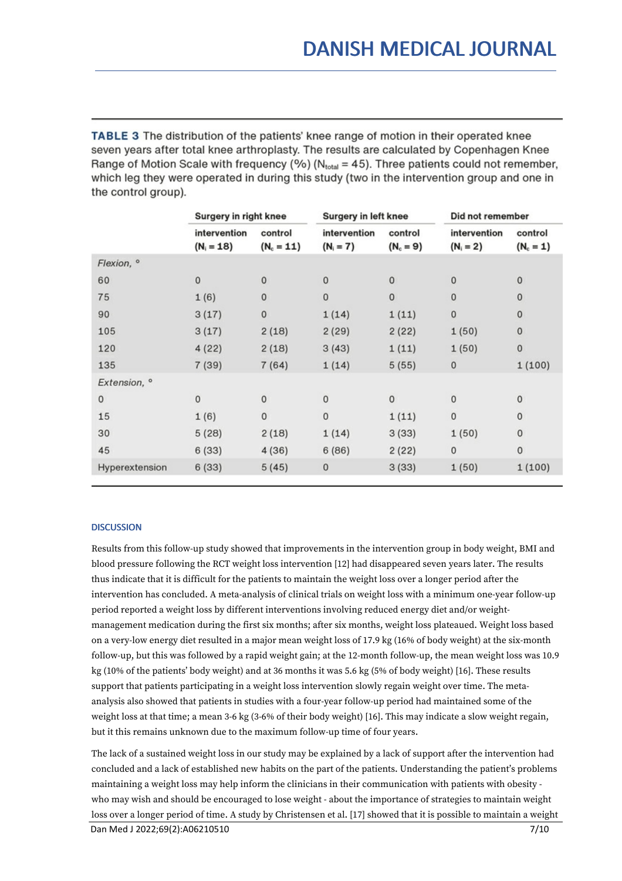**TABLE 3** The distribution of the patients' knee range of motion in their operated knee seven years after total knee arthroplasty. The results are calculated by Copenhagen Knee Range of Motion Scale with frequency (%) ($N_{total}$ = 45). Three patients could not remember, which leg they were operated in during this study (two in the intervention group and one in the control group).

| | Surgery in right knee | | Surgery in left knee | | Did not remember | |
|---|---|---|---|---|---|---|
| | intervention ($N_i$ = 18) | control ($N_c$ = 11) | intervention ($N_i$ = 7) | control ($N_c$ = 9) | intervention ($N_i$ = 2) | control ($N_c$ = 1) |
| *Flexion, °* | | | | | | |
| 60 | 0 | 0 | 0 | 0 | 0 | 0 |
| 75 | 1 (6) | 0 | 0 | 0 | 0 | 0 |
| 90 | 3 (17) | 0 | 1 (14) | 1 (11) | 0 | 0 |
| 105 | 3 (17) | 2 (18) | 2 (29) | 2 (22) | 1 (50) | 0 |
| 120 | 4 (22) | 2 (18) | 3 (43) | 1 (11) | 1 (50) | 0 |
| 135 | 7 (39) | 7 (64) | 1 (14) | 5 (55) | 0 | 1 (100) |
| *Extension, °* | | | | | | |
| 0 | 0 | 0 | 0 | 0 | 0 | 0 |
| 15 | 1 (6) | 0 | 0 | 1 (11) | 0 | 0 |
| 30 | 5 (28) | 2 (18) | 1 (14) | 3 (33) | 1 (50) | 0 |
| 45 | 6 (33) | 4 (36) | 6 (86) | 2 (22) | 0 | 0 |
| Hyperextension | 6 (33) | 5 (45) | 0 | 3 (33) | 1 (50) | 1 (100) |

## DISCUSSION

Results from this follow-up study showed that improvements in the intervention group in body weight, BMI and blood pressure following the RCT weight loss intervention [12] had disappeared seven years later. The results thus indicate that it is difficult for the patients to maintain the weight loss over a longer period after the intervention has concluded. A meta-analysis of clinical trials on weight loss with a minimum one-year follow-up period reported a weight loss by different interventions involving reduced energy diet and/or weight-management medication during the first six months; after six months, weight loss plateaued. Weight loss based on a very-low energy diet resulted in a major mean weight loss of 17.9 kg (16% of body weight) at the six-month follow-up, but this was followed by a rapid weight gain; at the 12-month follow-up, the mean weight loss was 10.9 kg (10% of the patients' body weight) and at 36 months it was 5.6 kg (5% of body weight) [16]. These results support that patients participating in a weight loss intervention slowly regain weight over time. The meta-analysis also showed that patients in studies with a four-year follow-up period had maintained some of the weight loss at that time; a mean 3-6 kg (3-6% of their body weight) [16]. This may indicate a slow weight regain, but it this remains unknown due to the maximum follow-up time of four years.

The lack of a sustained weight loss in our study may be explained by a lack of support after the intervention had concluded and a lack of established new habits on the part of the patients. Understanding the patient's problems maintaining a weight loss may help inform the clinicians in their communication with patients with obesity - who may wish and should be encouraged to lose weight - about the importance of strategies to maintain weight loss over a longer period of time. A study by Christensen et al. [17] showed that it is possible to maintain a weight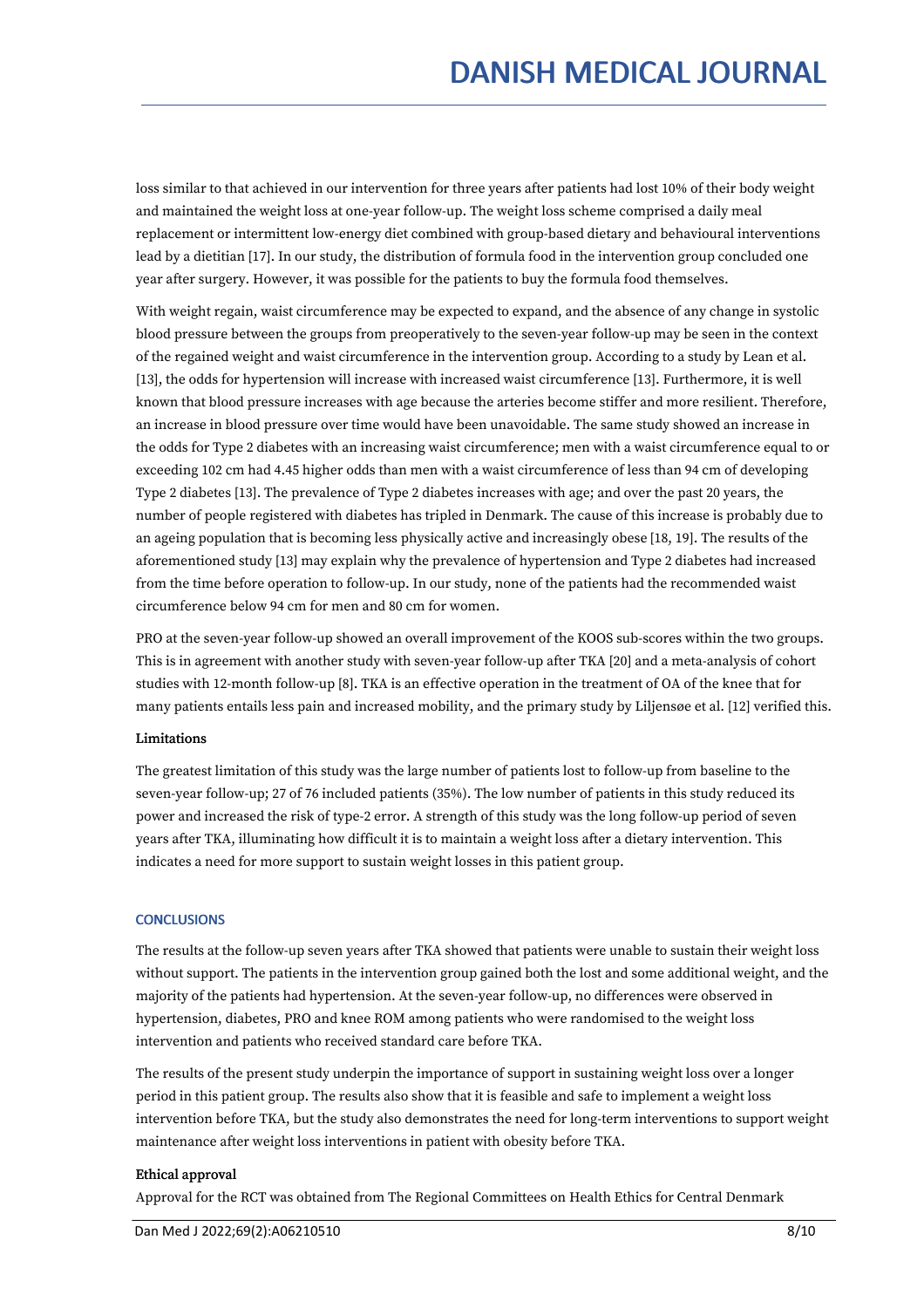loss similar to that achieved in our intervention for three years after patients had lost 10% of their body weight and maintained the weight loss at one-year follow-up. The weight loss scheme comprised a daily meal replacement or intermittent low-energy diet combined with group-based dietary and behavioural interventions lead by a dietitian [17]. In our study, the distribution of formula food in the intervention group concluded one year after surgery. However, it was possible for the patients to buy the formula food themselves.

With weight regain, waist circumference may be expected to expand, and the absence of any change in systolic blood pressure between the groups from preoperatively to the seven-year follow-up may be seen in the context of the regained weight and waist circumference in the intervention group. According to a study by Lean et al. [13], the odds for hypertension will increase with increased waist circumference [13]. Furthermore, it is well known that blood pressure increases with age because the arteries become stiffer and more resilient. Therefore, an increase in blood pressure over time would have been unavoidable. The same study showed an increase in the odds for Type 2 diabetes with an increasing waist circumference; men with a waist circumference equal to or exceeding 102 cm had 4.45 higher odds than men with a waist circumference of less than 94 cm of developing Type 2 diabetes [13]. The prevalence of Type 2 diabetes increases with age; and over the past 20 years, the number of people registered with diabetes has tripled in Denmark. The cause of this increase is probably due to an ageing population that is becoming less physically active and increasingly obese [18, 19]. The results of the aforementioned study [13] may explain why the prevalence of hypertension and Type 2 diabetes had increased from the time before operation to follow-up. In our study, none of the patients had the recommended waist circumference below 94 cm for men and 80 cm for women.

PRO at the seven-year follow-up showed an overall improvement of the KOOS sub-scores within the two groups. This is in agreement with another study with seven-year follow-up after TKA [20] and a meta-analysis of cohort studies with 12-month follow-up [8]. TKA is an effective operation in the treatment of OA of the knee that for many patients entails less pain and increased mobility, and the primary study by Liljensøe et al. [12] verified this.

**Limitations**

The greatest limitation of this study was the large number of patients lost to follow-up from baseline to the seven-year follow-up; 27 of 76 included patients (35%). The low number of patients in this study reduced its power and increased the risk of type-2 error. A strength of this study was the long follow-up period of seven years after TKA, illuminating how difficult it is to maintain a weight loss after a dietary intervention. This indicates a need for more support to sustain weight losses in this patient group.

## CONCLUSIONS

The results at the follow-up seven years after TKA showed that patients were unable to sustain their weight loss without support. The patients in the intervention group gained both the lost and some additional weight, and the majority of the patients had hypertension. At the seven-year follow-up, no differences were observed in hypertension, diabetes, PRO and knee ROM among patients who were randomised to the weight loss intervention and patients who received standard care before TKA.

The results of the present study underpin the importance of support in sustaining weight loss over a longer period in this patient group. The results also show that it is feasible and safe to implement a weight loss intervention before TKA, but the study also demonstrates the need for long-term interventions to support weight maintenance after weight loss interventions in patient with obesity before TKA.

**Ethical approval**

Approval for the RCT was obtained from The Regional Committees on Health Ethics for Central Denmark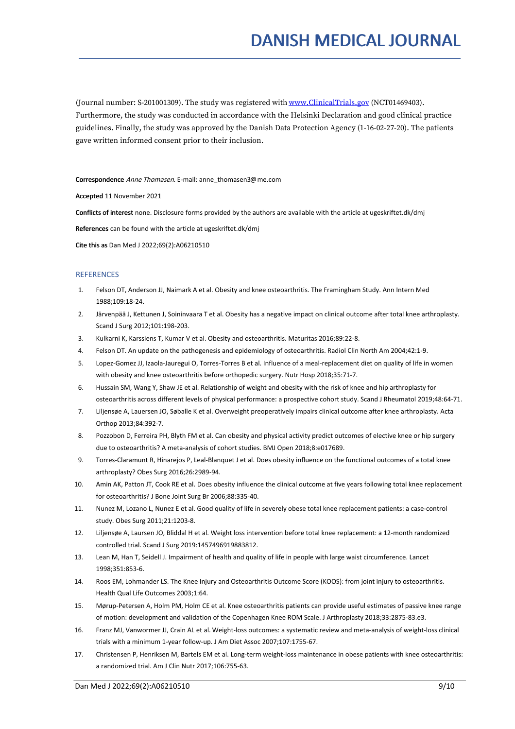(Journal number: S-201001309). The study was registered with www.ClinicalTrials.gov (NCT01469403). Furthermore, the study was conducted in accordance with the Helsinki Declaration and good clinical practice guidelines. Finally, the study was approved by the Danish Data Protection Agency (1-16-02-27-20). The patients gave written informed consent prior to their inclusion.

**Correspondence** *Anne Thomasen*. E-mail: anne_thomasen3@me.com

**Accepted** 11 November 2021

**Conflicts of interest** none. Disclosure forms provided by the authors are available with the article at ugeskriftet.dk/dmj

**References** can be found with the article at ugeskriftet.dk/dmj

**Cite this as** Dan Med J 2022;69(2):A06210510

## REFERENCES

1. Felson DT, Anderson JJ, Naimark A et al. Obesity and knee osteoarthritis. The Framingham Study. Ann Intern Med 1988;109:18-24.
2. Järvenpää J, Kettunen J, Soininvaara T et al. Obesity has a negative impact on clinical outcome after total knee arthroplasty. Scand J Surg 2012;101:198-203.
3. Kulkarni K, Karssiens T, Kumar V et al. Obesity and osteoarthritis. Maturitas 2016;89:22-8.
4. Felson DT. An update on the pathogenesis and epidemiology of osteoarthritis. Radiol Clin North Am 2004;42:1-9.
5. Lopez-Gomez JJ, Izaola-Jauregui O, Torres-Torres B et al. Influence of a meal-replacement diet on quality of life in women with obesity and knee osteoarthritis before orthopedic surgery. Nutr Hosp 2018;35:71-7.
6. Hussain SM, Wang Y, Shaw JE et al. Relationship of weight and obesity with the risk of knee and hip arthroplasty for osteoarthritis across different levels of physical performance: a prospective cohort study. Scand J Rheumatol 2019;48:64-71.
7. Liljensøe A, Lauersen JO, Søballe K et al. Overweight preoperatively impairs clinical outcome after knee arthroplasty. Acta Orthop 2013;84:392-7.
8. Pozzobon D, Ferreira PH, Blyth FM et al. Can obesity and physical activity predict outcomes of elective knee or hip surgery due to osteoarthritis? A meta-analysis of cohort studies. BMJ Open 2018;8:e017689.
9. Torres-Claramunt R, Hinarejos P, Leal-Blanquet J et al. Does obesity influence on the functional outcomes of a total knee arthroplasty? Obes Surg 2016;26:2989-94.
10. Amin AK, Patton JT, Cook RE et al. Does obesity influence the clinical outcome at five years following total knee replacement for osteoarthritis? J Bone Joint Surg Br 2006;88:335-40.
11. Nunez M, Lozano L, Nunez E et al. Good quality of life in severely obese total knee replacement patients: a case-control study. Obes Surg 2011;21:1203-8.
12. Liljensøe A, Laursen JO, Bliddal H et al. Weight loss intervention before total knee replacement: a 12-month randomized controlled trial. Scand J Surg 2019:1457496919883812.
13. Lean M, Han T, Seidell J. Impairment of health and quality of life in people with large waist circumference. Lancet 1998;351:853-6.
14. Roos EM, Lohmander LS. The Knee Injury and Osteoarthritis Outcome Score (KOOS): from joint injury to osteoarthritis. Health Qual Life Outcomes 2003;1:64.
15. Mørup-Petersen A, Holm PM, Holm CE et al. Knee osteoarthritis patients can provide useful estimates of passive knee range of motion: development and validation of the Copenhagen Knee ROM Scale. J Arthroplasty 2018;33:2875-83.e3.
16. Franz MJ, Vanwormer JJ, Crain AL et al. Weight-loss outcomes: a systematic review and meta-analysis of weight-loss clinical trials with a minimum 1-year follow-up. J Am Diet Assoc 2007;107:1755-67.
17. Christensen P, Henriksen M, Bartels EM et al. Long-term weight-loss maintenance in obese patients with knee osteoarthritis: a randomized trial. Am J Clin Nutr 2017;106:755-63.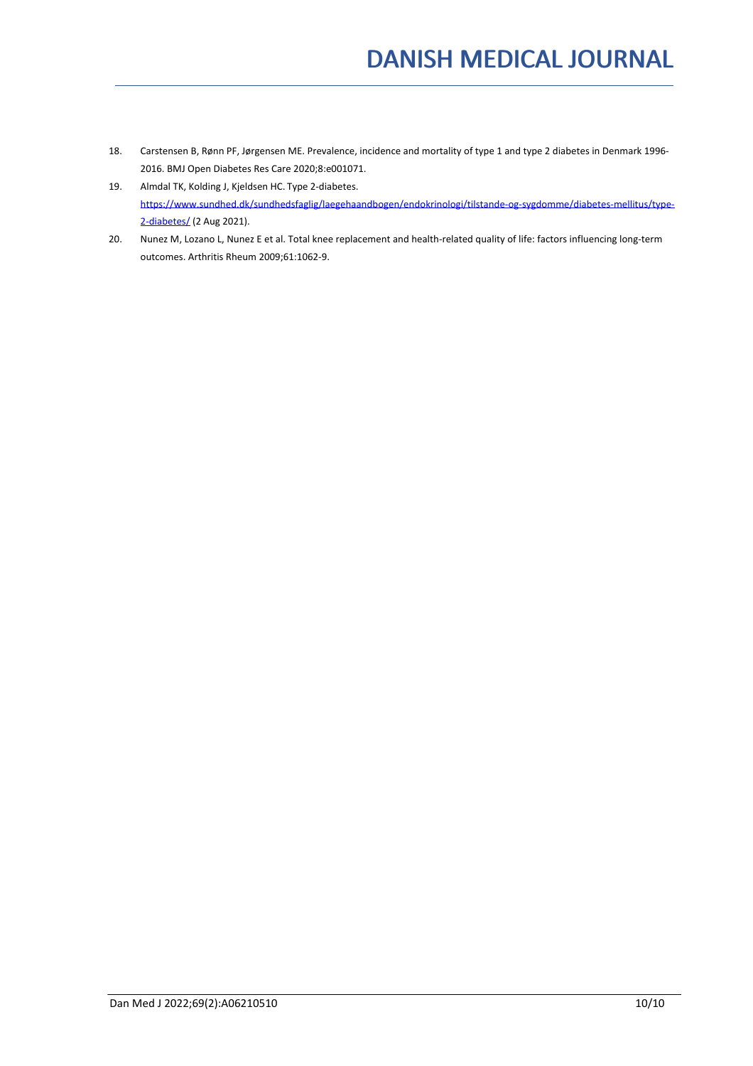18. Carstensen B, Rønn PF, Jørgensen ME. Prevalence, incidence and mortality of type 1 and type 2 diabetes in Denmark 1996-2016. BMJ Open Diabetes Res Care 2020;8:e001071.
19. Almdal TK, Kolding J, Kjeldsen HC. Type 2-diabetes. https://www.sundhed.dk/sundhedsfaglig/laegehaandbogen/endokrinologi/tilstande-og-sygdomme/diabetes-mellitus/type-2-diabetes/ (2 Aug 2021).
20. Nunez M, Lozano L, Nunez E et al. Total knee replacement and health-related quality of life: factors influencing long-term outcomes. Arthritis Rheum 2009;61:1062-9.